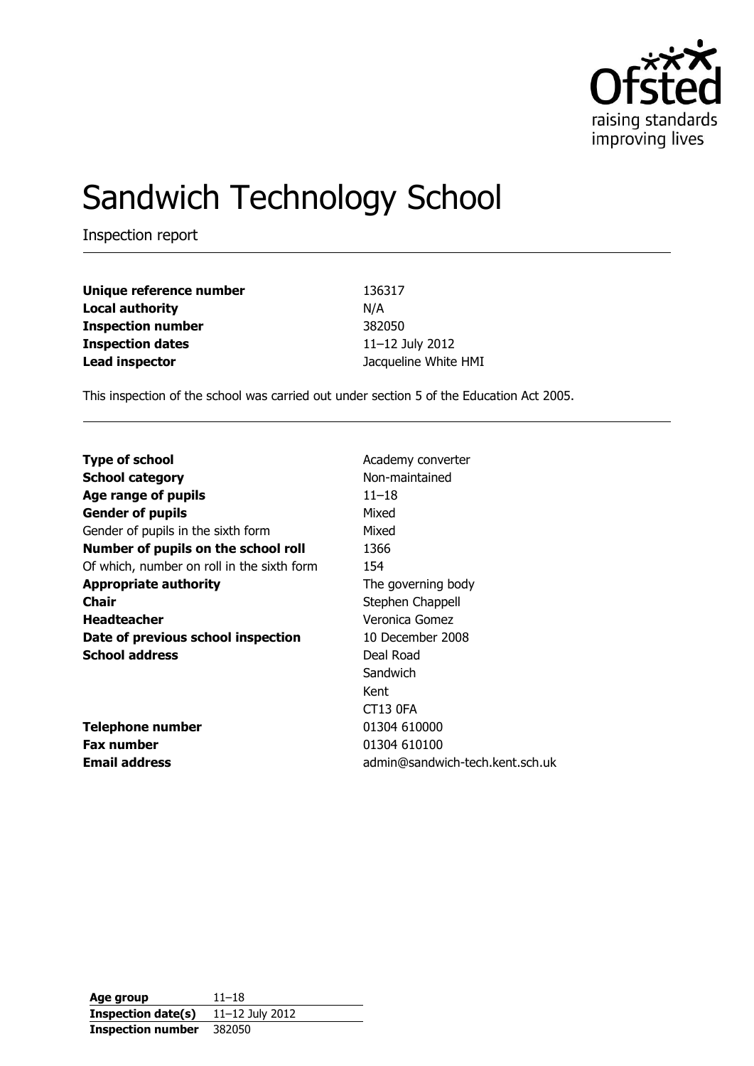# Sandwich Technology School

Inspection report

| | |
|---|---|
| **Unique reference number** | 136317 |
| **Local authority** | N/A |
| **Inspection number** | 382050 |
| **Inspection dates** | 11–12 July 2012 |
| **Lead inspector** | Jacqueline White HMI |

This inspection of the school was carried out under section 5 of the Education Act 2005.

| | |
|---|---|
| **Type of school** | Academy converter |
| **School category** | Non-maintained |
| **Age range of pupils** | 11–18 |
| **Gender of pupils** | Mixed |
| Gender of pupils in the sixth form | Mixed |
| **Number of pupils on the school roll** | 1366 |
| Of which, number on roll in the sixth form | 154 |
| **Appropriate authority** | The governing body |
| **Chair** | Stephen Chappell |
| **Headteacher** | Veronica Gomez |
| **Date of previous school inspection** | 10 December 2008 |
| **School address** | Deal Road<br>Sandwich<br>Kent<br>CT13 0FA |
| **Telephone number** | 01304 610000 |
| **Fax number** | 01304 610100 |
| **Email address** | admin@sandwich-tech.kent.sch.uk |

| | |
|---|---|
| **Age group** | 11–18 |
| **Inspection date(s)** | 11–12 July 2012 |
| **Inspection number** | 382050 |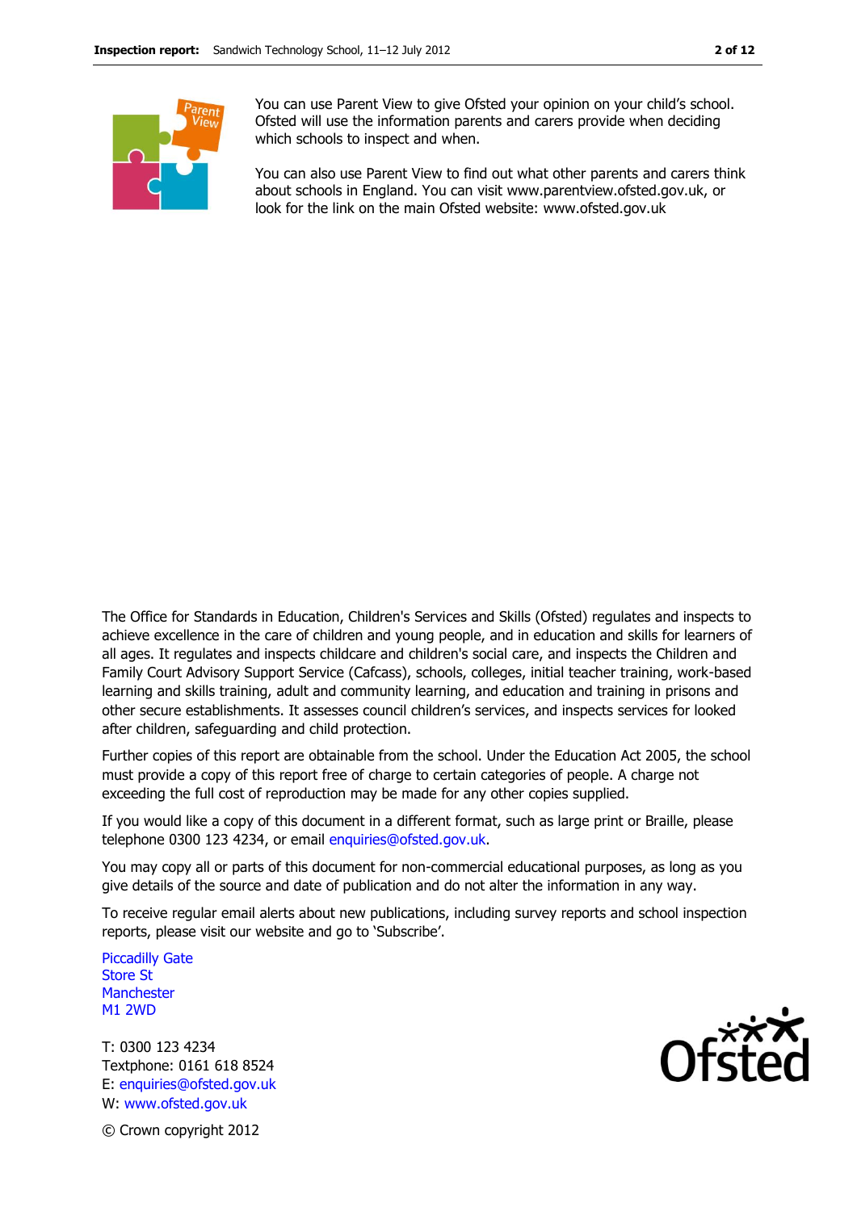You can use Parent View to give Ofsted your opinion on your child's school. Ofsted will use the information parents and carers provide when deciding which schools to inspect and when.

You can also use Parent View to find out what other parents and carers think about schools in England. You can visit www.parentview.ofsted.gov.uk, or look for the link on the main Ofsted website: www.ofsted.gov.uk

The Office for Standards in Education, Children's Services and Skills (Ofsted) regulates and inspects to achieve excellence in the care of children and young people, and in education and skills for learners of all ages. It regulates and inspects childcare and children's social care, and inspects the Children and Family Court Advisory Support Service (Cafcass), schools, colleges, initial teacher training, work-based learning and skills training, adult and community learning, and education and training in prisons and other secure establishments. It assesses council children's services, and inspects services for looked after children, safeguarding and child protection.

Further copies of this report are obtainable from the school. Under the Education Act 2005, the school must provide a copy of this report free of charge to certain categories of people. A charge not exceeding the full cost of reproduction may be made for any other copies supplied.

If you would like a copy of this document in a different format, such as large print or Braille, please telephone 0300 123 4234, or email enquiries@ofsted.gov.uk.

You may copy all or parts of this document for non-commercial educational purposes, as long as you give details of the source and date of publication and do not alter the information in any way.

To receive regular email alerts about new publications, including survey reports and school inspection reports, please visit our website and go to 'Subscribe'.

Piccadilly Gate
Store St
Manchester
M1 2WD

T: 0300 123 4234
Textphone: 0161 618 8524
E: enquiries@ofsted.gov.uk
W: www.ofsted.gov.uk

© Crown copyright 2012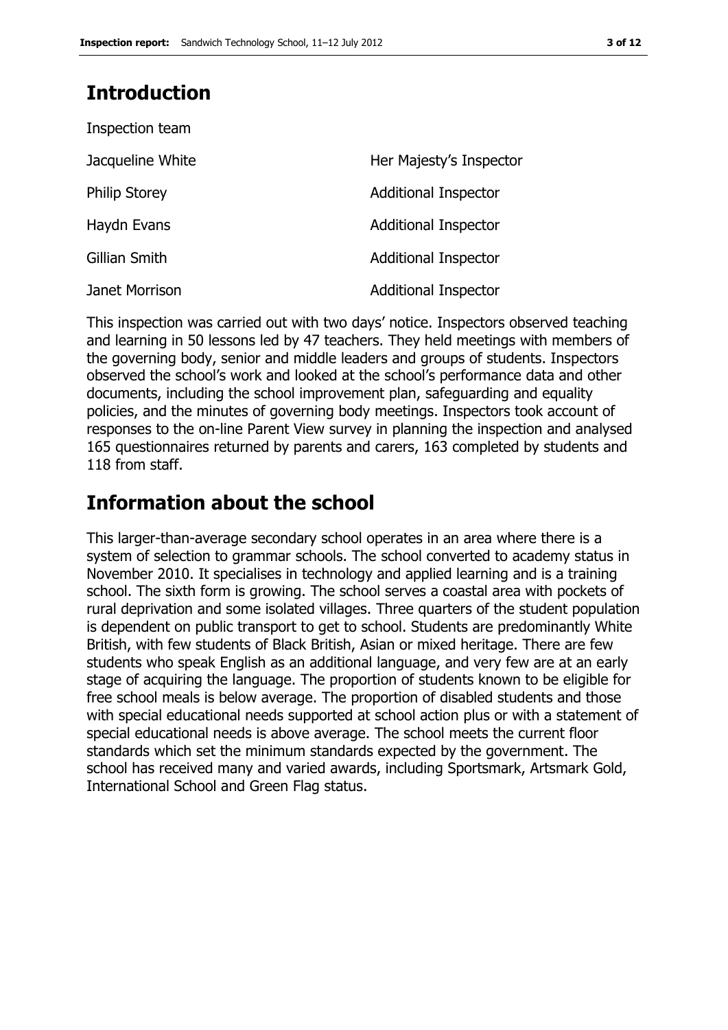## Introduction

Inspection team

| | |
|---|---|
| Jacqueline White | Her Majesty's Inspector |
| Philip Storey | Additional Inspector |
| Haydn Evans | Additional Inspector |
| Gillian Smith | Additional Inspector |
| Janet Morrison | Additional Inspector |

This inspection was carried out with two days' notice. Inspectors observed teaching and learning in 50 lessons led by 47 teachers. They held meetings with members of the governing body, senior and middle leaders and groups of students. Inspectors observed the school's work and looked at the school's performance data and other documents, including the school improvement plan, safeguarding and equality policies, and the minutes of governing body meetings. Inspectors took account of responses to the on-line Parent View survey in planning the inspection and analysed 165 questionnaires returned by parents and carers, 163 completed by students and 118 from staff.

## Information about the school

This larger-than-average secondary school operates in an area where there is a system of selection to grammar schools. The school converted to academy status in November 2010. It specialises in technology and applied learning and is a training school. The sixth form is growing. The school serves a coastal area with pockets of rural deprivation and some isolated villages. Three quarters of the student population is dependent on public transport to get to school. Students are predominantly White British, with few students of Black British, Asian or mixed heritage. There are few students who speak English as an additional language, and very few are at an early stage of acquiring the language. The proportion of students known to be eligible for free school meals is below average. The proportion of disabled students and those with special educational needs supported at school action plus or with a statement of special educational needs is above average. The school meets the current floor standards which set the minimum standards expected by the government. The school has received many and varied awards, including Sportsmark, Artsmark Gold, International School and Green Flag status.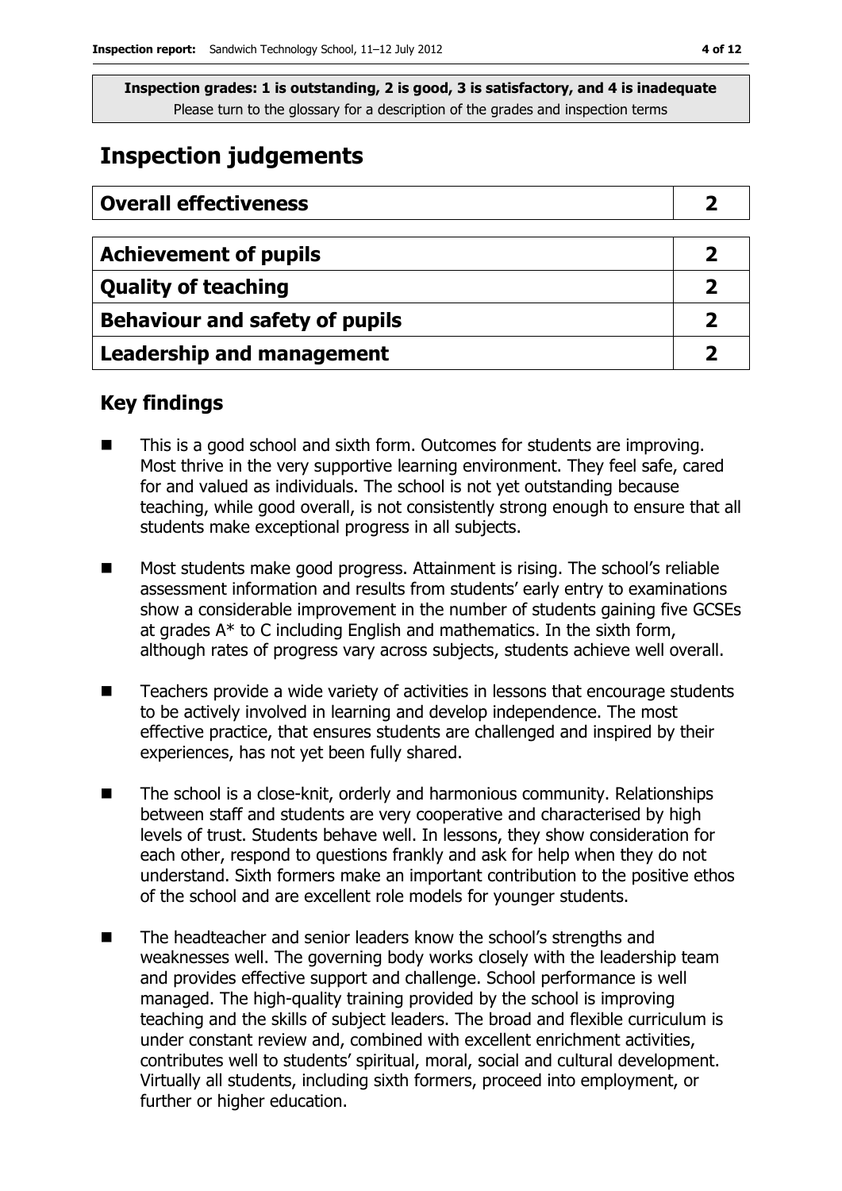**Inspection grades: 1 is outstanding, 2 is good, 3 is satisfactory, and 4 is inadequate**
Please turn to the glossary for a description of the grades and inspection terms

# Inspection judgements

| Overall effectiveness | 2 |
|---|---|
| **Achievement of pupils** | **2** |
| **Quality of teaching** | **2** |
| **Behaviour and safety of pupils** | **2** |
| **Leadership and management** | **2** |

## Key findings

- This is a good school and sixth form. Outcomes for students are improving. Most thrive in the very supportive learning environment. They feel safe, cared for and valued as individuals. The school is not yet outstanding because teaching, while good overall, is not consistently strong enough to ensure that all students make exceptional progress in all subjects.
- Most students make good progress. Attainment is rising. The school's reliable assessment information and results from students' early entry to examinations show a considerable improvement in the number of students gaining five GCSEs at grades A* to C including English and mathematics. In the sixth form, although rates of progress vary across subjects, students achieve well overall.
- Teachers provide a wide variety of activities in lessons that encourage students to be actively involved in learning and develop independence. The most effective practice, that ensures students are challenged and inspired by their experiences, has not yet been fully shared.
- The school is a close-knit, orderly and harmonious community. Relationships between staff and students are very cooperative and characterised by high levels of trust. Students behave well. In lessons, they show consideration for each other, respond to questions frankly and ask for help when they do not understand. Sixth formers make an important contribution to the positive ethos of the school and are excellent role models for younger students.
- The headteacher and senior leaders know the school's strengths and weaknesses well. The governing body works closely with the leadership team and provides effective support and challenge. School performance is well managed. The high-quality training provided by the school is improving teaching and the skills of subject leaders. The broad and flexible curriculum is under constant review and, combined with excellent enrichment activities, contributes well to students' spiritual, moral, social and cultural development. Virtually all students, including sixth formers, proceed into employment, or further or higher education.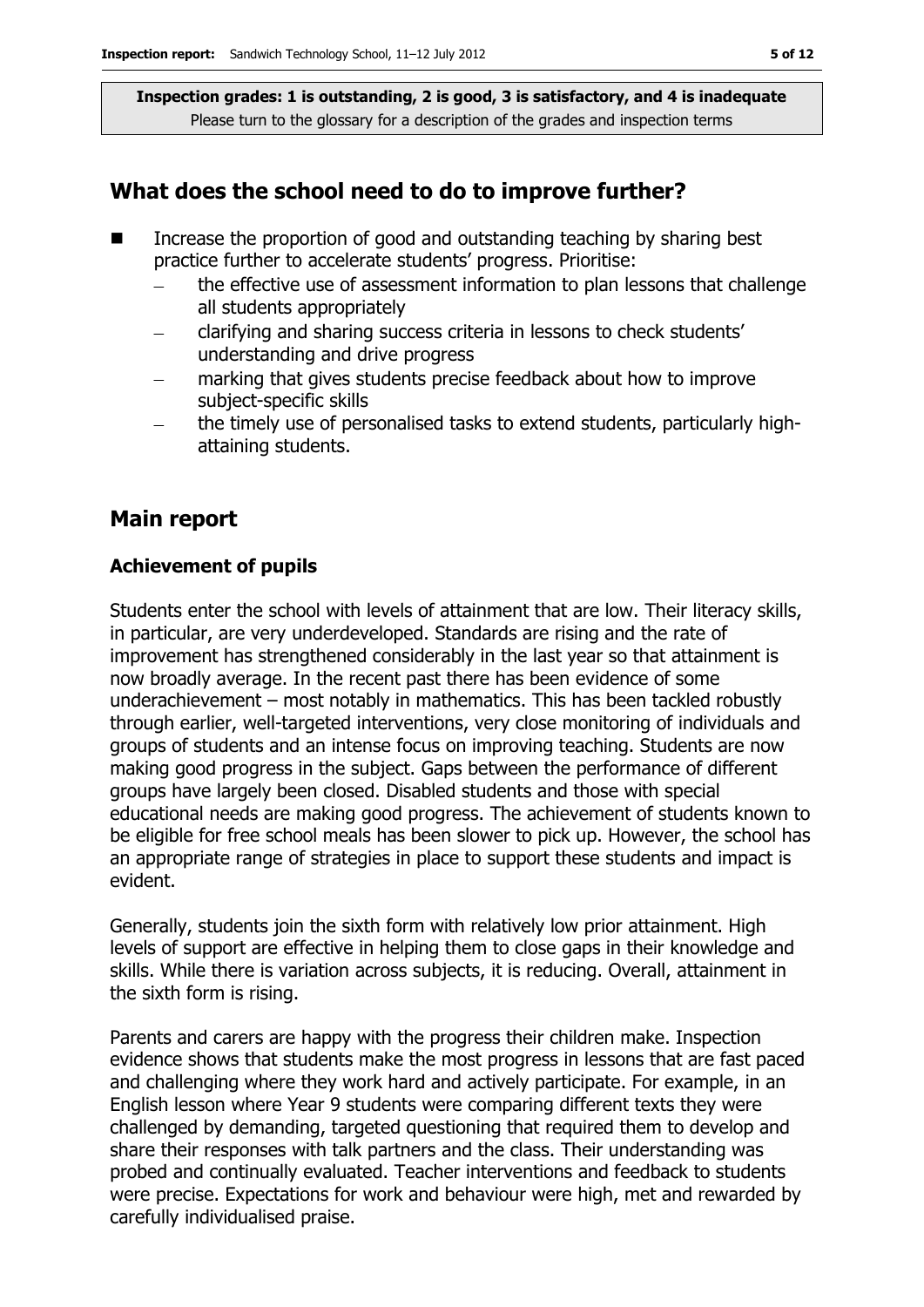**Inspection grades: 1 is outstanding, 2 is good, 3 is satisfactory, and 4 is inadequate**
Please turn to the glossary for a description of the grades and inspection terms

## What does the school need to do to improve further?

- Increase the proportion of good and outstanding teaching by sharing best practice further to accelerate students' progress. Prioritise:
  - the effective use of assessment information to plan lessons that challenge all students appropriately
  - clarifying and sharing success criteria in lessons to check students' understanding and drive progress
  - marking that gives students precise feedback about how to improve subject-specific skills
  - the timely use of personalised tasks to extend students, particularly high-attaining students.

## Main report

### Achievement of pupils

Students enter the school with levels of attainment that are low. Their literacy skills, in particular, are very underdeveloped. Standards are rising and the rate of improvement has strengthened considerably in the last year so that attainment is now broadly average. In the recent past there has been evidence of some underachievement – most notably in mathematics. This has been tackled robustly through earlier, well-targeted interventions, very close monitoring of individuals and groups of students and an intense focus on improving teaching. Students are now making good progress in the subject. Gaps between the performance of different groups have largely been closed. Disabled students and those with special educational needs are making good progress. The achievement of students known to be eligible for free school meals has been slower to pick up. However, the school has an appropriate range of strategies in place to support these students and impact is evident.

Generally, students join the sixth form with relatively low prior attainment. High levels of support are effective in helping them to close gaps in their knowledge and skills. While there is variation across subjects, it is reducing. Overall, attainment in the sixth form is rising.

Parents and carers are happy with the progress their children make. Inspection evidence shows that students make the most progress in lessons that are fast paced and challenging where they work hard and actively participate. For example, in an English lesson where Year 9 students were comparing different texts they were challenged by demanding, targeted questioning that required them to develop and share their responses with talk partners and the class. Their understanding was probed and continually evaluated. Teacher interventions and feedback to students were precise. Expectations for work and behaviour were high, met and rewarded by carefully individualised praise.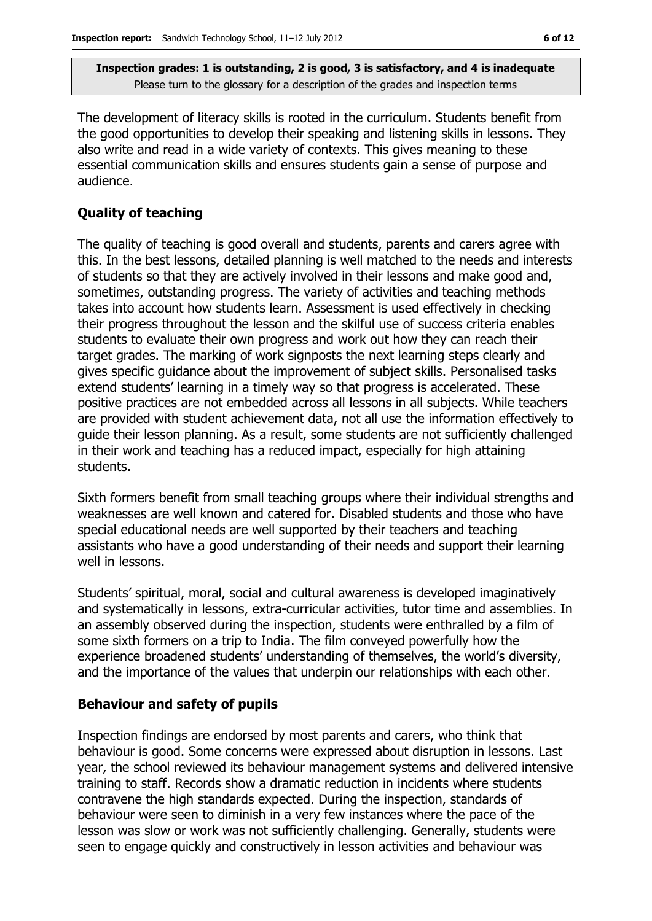**Inspection grades: 1 is outstanding, 2 is good, 3 is satisfactory, and 4 is inadequate**
Please turn to the glossary for a description of the grades and inspection terms

The development of literacy skills is rooted in the curriculum. Students benefit from the good opportunities to develop their speaking and listening skills in lessons. They also write and read in a wide variety of contexts. This gives meaning to these essential communication skills and ensures students gain a sense of purpose and audience.

## Quality of teaching

The quality of teaching is good overall and students, parents and carers agree with this. In the best lessons, detailed planning is well matched to the needs and interests of students so that they are actively involved in their lessons and make good and, sometimes, outstanding progress. The variety of activities and teaching methods takes into account how students learn. Assessment is used effectively in checking their progress throughout the lesson and the skilful use of success criteria enables students to evaluate their own progress and work out how they can reach their target grades. The marking of work signposts the next learning steps clearly and gives specific guidance about the improvement of subject skills. Personalised tasks extend students' learning in a timely way so that progress is accelerated. These positive practices are not embedded across all lessons in all subjects. While teachers are provided with student achievement data, not all use the information effectively to guide their lesson planning. As a result, some students are not sufficiently challenged in their work and teaching has a reduced impact, especially for high attaining students.

Sixth formers benefit from small teaching groups where their individual strengths and weaknesses are well known and catered for. Disabled students and those who have special educational needs are well supported by their teachers and teaching assistants who have a good understanding of their needs and support their learning well in lessons.

Students' spiritual, moral, social and cultural awareness is developed imaginatively and systematically in lessons, extra-curricular activities, tutor time and assemblies. In an assembly observed during the inspection, students were enthralled by a film of some sixth formers on a trip to India. The film conveyed powerfully how the experience broadened students' understanding of themselves, the world's diversity, and the importance of the values that underpin our relationships with each other.

## Behaviour and safety of pupils

Inspection findings are endorsed by most parents and carers, who think that behaviour is good. Some concerns were expressed about disruption in lessons. Last year, the school reviewed its behaviour management systems and delivered intensive training to staff. Records show a dramatic reduction in incidents where students contravene the high standards expected. During the inspection, standards of behaviour were seen to diminish in a very few instances where the pace of the lesson was slow or work was not sufficiently challenging. Generally, students were seen to engage quickly and constructively in lesson activities and behaviour was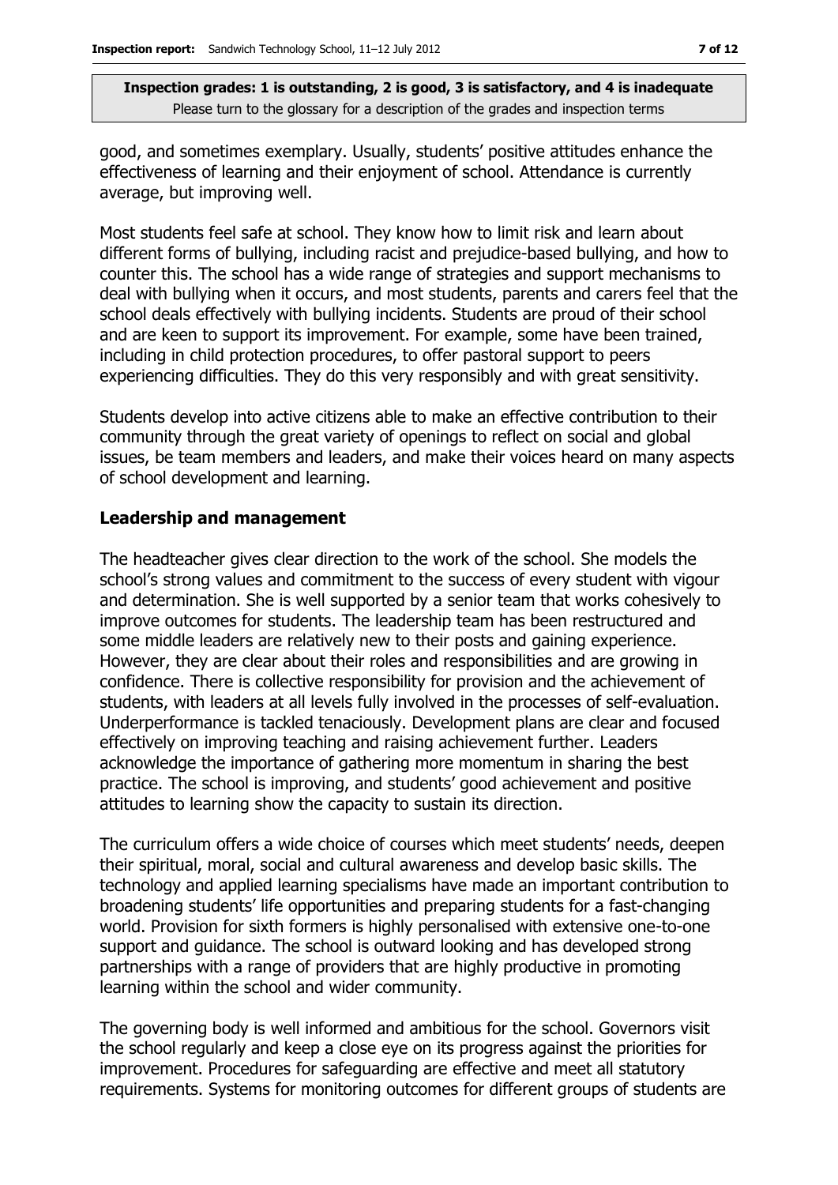good, and sometimes exemplary. Usually, students' positive attitudes enhance the effectiveness of learning and their enjoyment of school. Attendance is currently average, but improving well.

Most students feel safe at school. They know how to limit risk and learn about different forms of bullying, including racist and prejudice-based bullying, and how to counter this. The school has a wide range of strategies and support mechanisms to deal with bullying when it occurs, and most students, parents and carers feel that the school deals effectively with bullying incidents. Students are proud of their school and are keen to support its improvement. For example, some have been trained, including in child protection procedures, to offer pastoral support to peers experiencing difficulties. They do this very responsibly and with great sensitivity.

Students develop into active citizens able to make an effective contribution to their community through the great variety of openings to reflect on social and global issues, be team members and leaders, and make their voices heard on many aspects of school development and learning.

## Leadership and management

The headteacher gives clear direction to the work of the school. She models the school's strong values and commitment to the success of every student with vigour and determination. She is well supported by a senior team that works cohesively to improve outcomes for students. The leadership team has been restructured and some middle leaders are relatively new to their posts and gaining experience. However, they are clear about their roles and responsibilities and are growing in confidence. There is collective responsibility for provision and the achievement of students, with leaders at all levels fully involved in the processes of self-evaluation. Underperformance is tackled tenaciously. Development plans are clear and focused effectively on improving teaching and raising achievement further. Leaders acknowledge the importance of gathering more momentum in sharing the best practice. The school is improving, and students' good achievement and positive attitudes to learning show the capacity to sustain its direction.

The curriculum offers a wide choice of courses which meet students' needs, deepen their spiritual, moral, social and cultural awareness and develop basic skills. The technology and applied learning specialisms have made an important contribution to broadening students' life opportunities and preparing students for a fast-changing world. Provision for sixth formers is highly personalised with extensive one-to-one support and guidance. The school is outward looking and has developed strong partnerships with a range of providers that are highly productive in promoting learning within the school and wider community.

The governing body is well informed and ambitious for the school. Governors visit the school regularly and keep a close eye on its progress against the priorities for improvement. Procedures for safeguarding are effective and meet all statutory requirements. Systems for monitoring outcomes for different groups of students are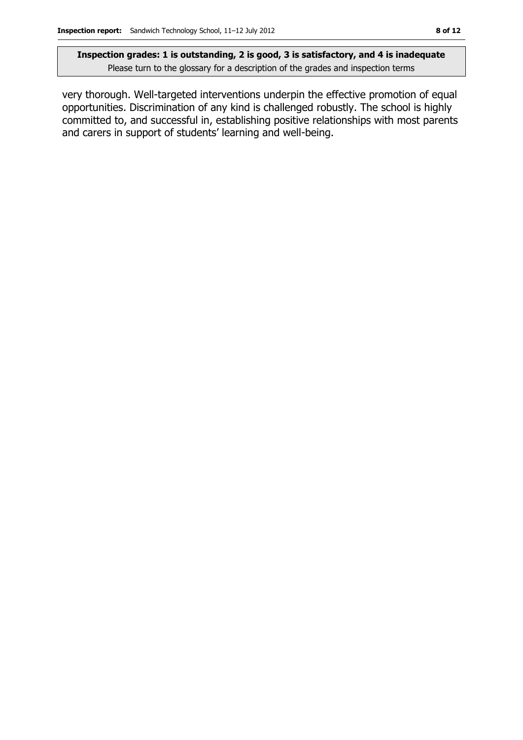very thorough. Well-targeted interventions underpin the effective promotion of equal opportunities. Discrimination of any kind is challenged robustly. The school is highly committed to, and successful in, establishing positive relationships with most parents and carers in support of students' learning and well-being.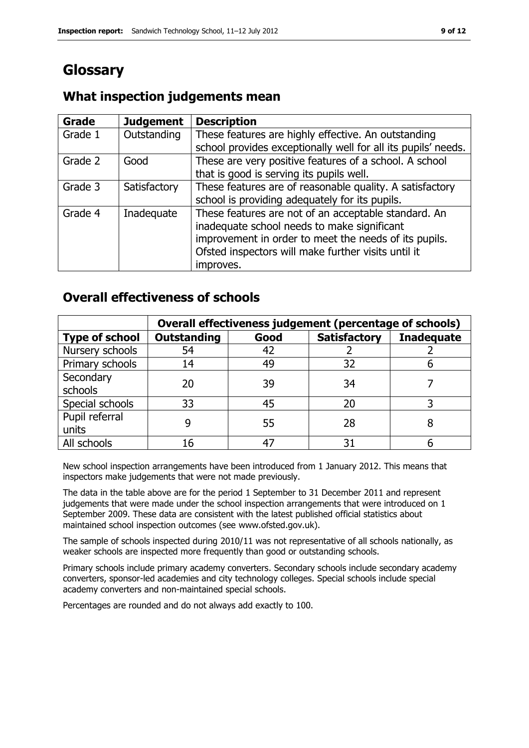# Glossary

## What inspection judgements mean

| Grade | Judgement | Description |
|---|---|---|
| Grade 1 | Outstanding | These features are highly effective. An outstanding school provides exceptionally well for all its pupils' needs. |
| Grade 2 | Good | These are very positive features of a school. A school that is good is serving its pupils well. |
| Grade 3 | Satisfactory | These features are of reasonable quality. A satisfactory school is providing adequately for its pupils. |
| Grade 4 | Inadequate | These features are not of an acceptable standard. An inadequate school needs to make significant improvement in order to meet the needs of its pupils. Ofsted inspectors will make further visits until it improves. |

## Overall effectiveness of schools

| | Overall effectiveness judgement (percentage of schools) | | | |
|---|---|---|---|---|
| **Type of school** | **Outstanding** | **Good** | **Satisfactory** | **Inadequate** |
| Nursery schools | 54 | 42 | 2 | 2 |
| Primary schools | 14 | 49 | 32 | 6 |
| Secondary schools | 20 | 39 | 34 | 7 |
| Special schools | 33 | 45 | 20 | 3 |
| Pupil referral units | 9 | 55 | 28 | 8 |
| All schools | 16 | 47 | 31 | 6 |

New school inspection arrangements have been introduced from 1 January 2012. This means that inspectors make judgements that were not made previously.

The data in the table above are for the period 1 September to 31 December 2011 and represent judgements that were made under the school inspection arrangements that were introduced on 1 September 2009. These data are consistent with the latest published official statistics about maintained school inspection outcomes (see www.ofsted.gov.uk).

The sample of schools inspected during 2010/11 was not representative of all schools nationally, as weaker schools are inspected more frequently than good or outstanding schools.

Primary schools include primary academy converters. Secondary schools include secondary academy converters, sponsor-led academies and city technology colleges. Special schools include special academy converters and non-maintained special schools.

Percentages are rounded and do not always add exactly to 100.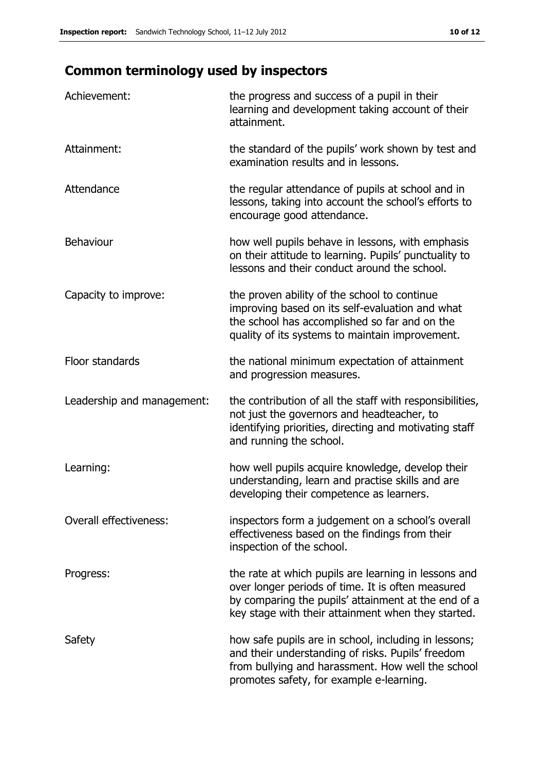## Common terminology used by inspectors

| | |
|---|---|
| Achievement: | the progress and success of a pupil in their learning and development taking account of their attainment. |
| Attainment: | the standard of the pupils' work shown by test and examination results and in lessons. |
| Attendance | the regular attendance of pupils at school and in lessons, taking into account the school's efforts to encourage good attendance. |
| Behaviour | how well pupils behave in lessons, with emphasis on their attitude to learning. Pupils' punctuality to lessons and their conduct around the school. |
| Capacity to improve: | the proven ability of the school to continue improving based on its self-evaluation and what the school has accomplished so far and on the quality of its systems to maintain improvement. |
| Floor standards | the national minimum expectation of attainment and progression measures. |
| Leadership and management: | the contribution of all the staff with responsibilities, not just the governors and headteacher, to identifying priorities, directing and motivating staff and running the school. |
| Learning: | how well pupils acquire knowledge, develop their understanding, learn and practise skills and are developing their competence as learners. |
| Overall effectiveness: | inspectors form a judgement on a school's overall effectiveness based on the findings from their inspection of the school. |
| Progress: | the rate at which pupils are learning in lessons and over longer periods of time. It is often measured by comparing the pupils' attainment at the end of a key stage with their attainment when they started. |
| Safety | how safe pupils are in school, including in lessons; and their understanding of risks. Pupils' freedom from bullying and harassment. How well the school promotes safety, for example e-learning. |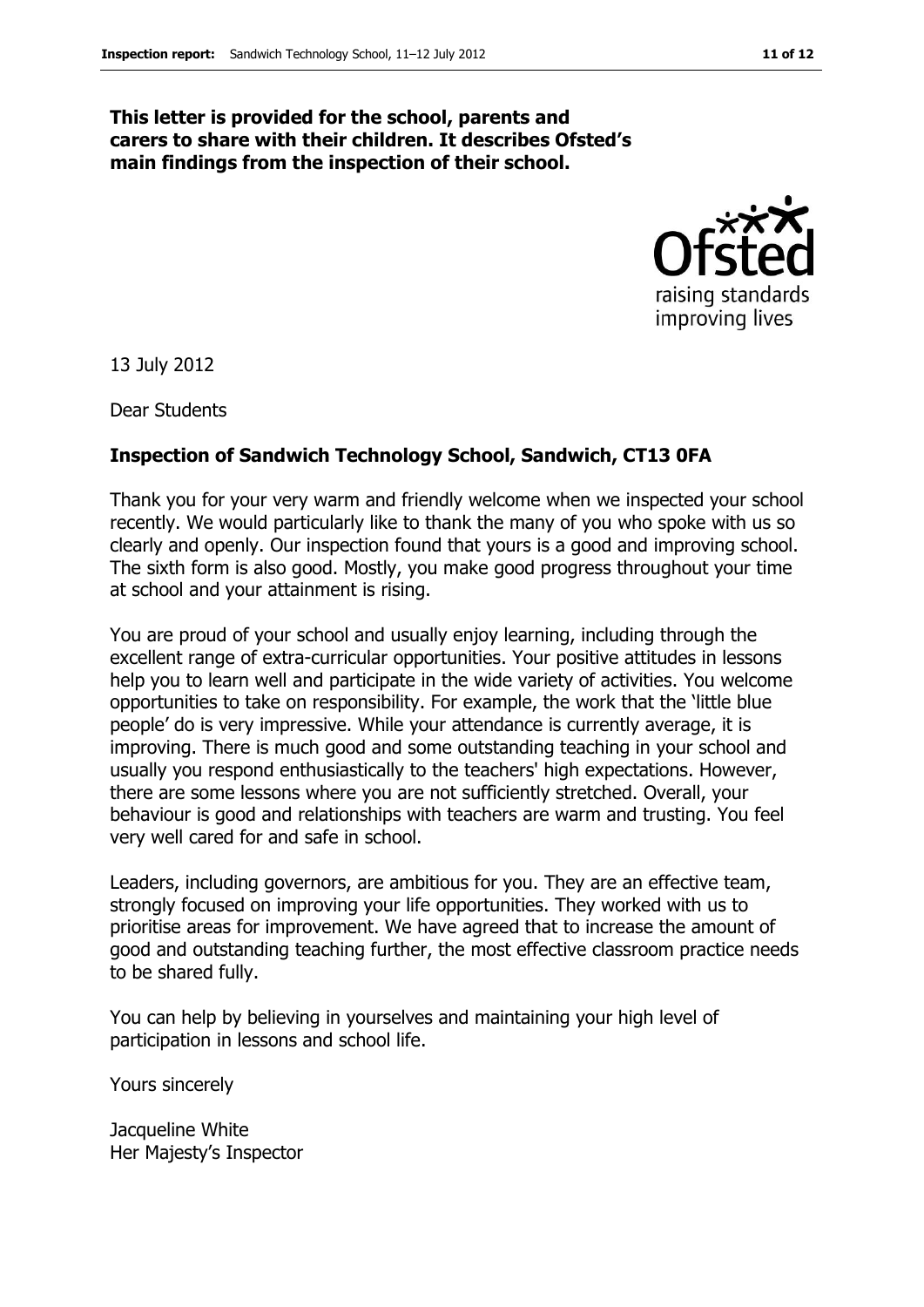**This letter is provided for the school, parents and carers to share with their children. It describes Ofsted's main findings from the inspection of their school.**

13 July 2012

Dear Students

**Inspection of Sandwich Technology School, Sandwich, CT13 0FA**

Thank you for your very warm and friendly welcome when we inspected your school recently. We would particularly like to thank the many of you who spoke with us so clearly and openly. Our inspection found that yours is a good and improving school. The sixth form is also good. Mostly, you make good progress throughout your time at school and your attainment is rising.

You are proud of your school and usually enjoy learning, including through the excellent range of extra-curricular opportunities. Your positive attitudes in lessons help you to learn well and participate in the wide variety of activities. You welcome opportunities to take on responsibility. For example, the work that the 'little blue people' do is very impressive. While your attendance is currently average, it is improving. There is much good and some outstanding teaching in your school and usually you respond enthusiastically to the teachers' high expectations. However, there are some lessons where you are not sufficiently stretched. Overall, your behaviour is good and relationships with teachers are warm and trusting. You feel very well cared for and safe in school.

Leaders, including governors, are ambitious for you. They are an effective team, strongly focused on improving your life opportunities. They worked with us to prioritise areas for improvement. We have agreed that to increase the amount of good and outstanding teaching further, the most effective classroom practice needs to be shared fully.

You can help by believing in yourselves and maintaining your high level of participation in lessons and school life.

Yours sincerely

Jacqueline White
Her Majesty's Inspector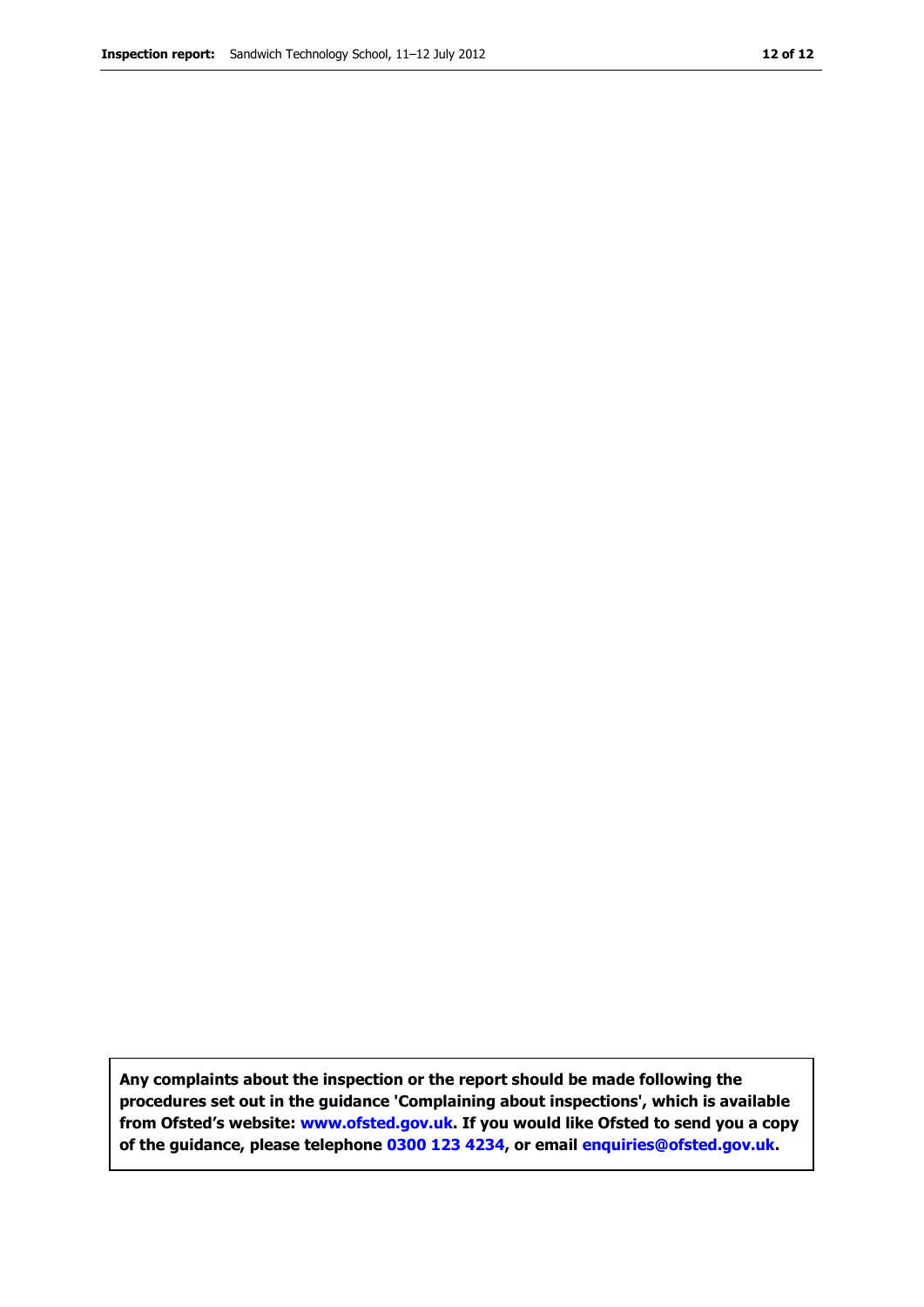**Any complaints about the inspection or the report should be made following the procedures set out in the guidance 'Complaining about inspections', which is available from Ofsted's website: www.ofsted.gov.uk. If you would like Ofsted to send you a copy of the guidance, please telephone 0300 123 4234, or email enquiries@ofsted.gov.uk.**